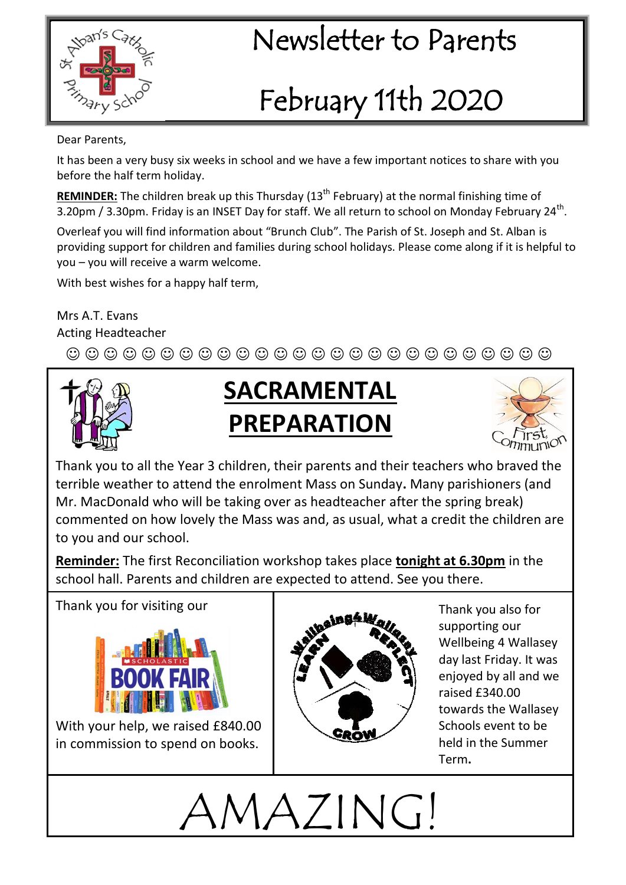# Newsletter to Parents

# February 11th 2020

Dear Parents,

It has been a very busy six weeks in school and we have a few important notices to share with you before the half term holiday.

**REMINDER:** The children break up this Thursday (13th February) at the normal finishing time of 3.20pm / 3.30pm. Friday is an INSET Day for staff. We all return to school on Monday February 24th.

Overleaf you will find information about "Brunch Club". The Parish of St. Joseph and St. Alban is providing support for children and families during school holidays. Please come along if it is helpful to you – you will receive a warm welcome.

With best wishes for a happy half term,

Mrs A.T. Evans
Acting Headteacher

☺ ☺ ☺ ☺ ☺ ☺ ☺ ☺ ☺ ☺ ☺ ☺ ☺ ☺ ☺ ☺ ☺ ☺ ☺ ☺ ☺ ☺ ☺ ☺ ☺ ☺ ☺

## SACRAMENTAL PREPARATION

Thank you to all the Year 3 children, their parents and their teachers who braved the terrible weather to attend the enrolment Mass on Sunday. Many parishioners (and Mr. MacDonald who will be taking over as headteacher after the spring break) commented on how lovely the Mass was and, as usual, what a credit the children are to you and our school.

**Reminder:** The first Reconciliation workshop takes place **tonight at 6.30pm** in the school hall. Parents and children are expected to attend. See you there.

Thank you for visiting our Scholastic Book Fair

With your help, we raised £840.00 in commission to spend on books.

Thank you also for supporting our Wellbeing 4 Wallasey day last Friday. It was enjoyed by all and we raised £340.00 towards the Wallasey Schools event to be held in the Summer Term.

# AMAZING!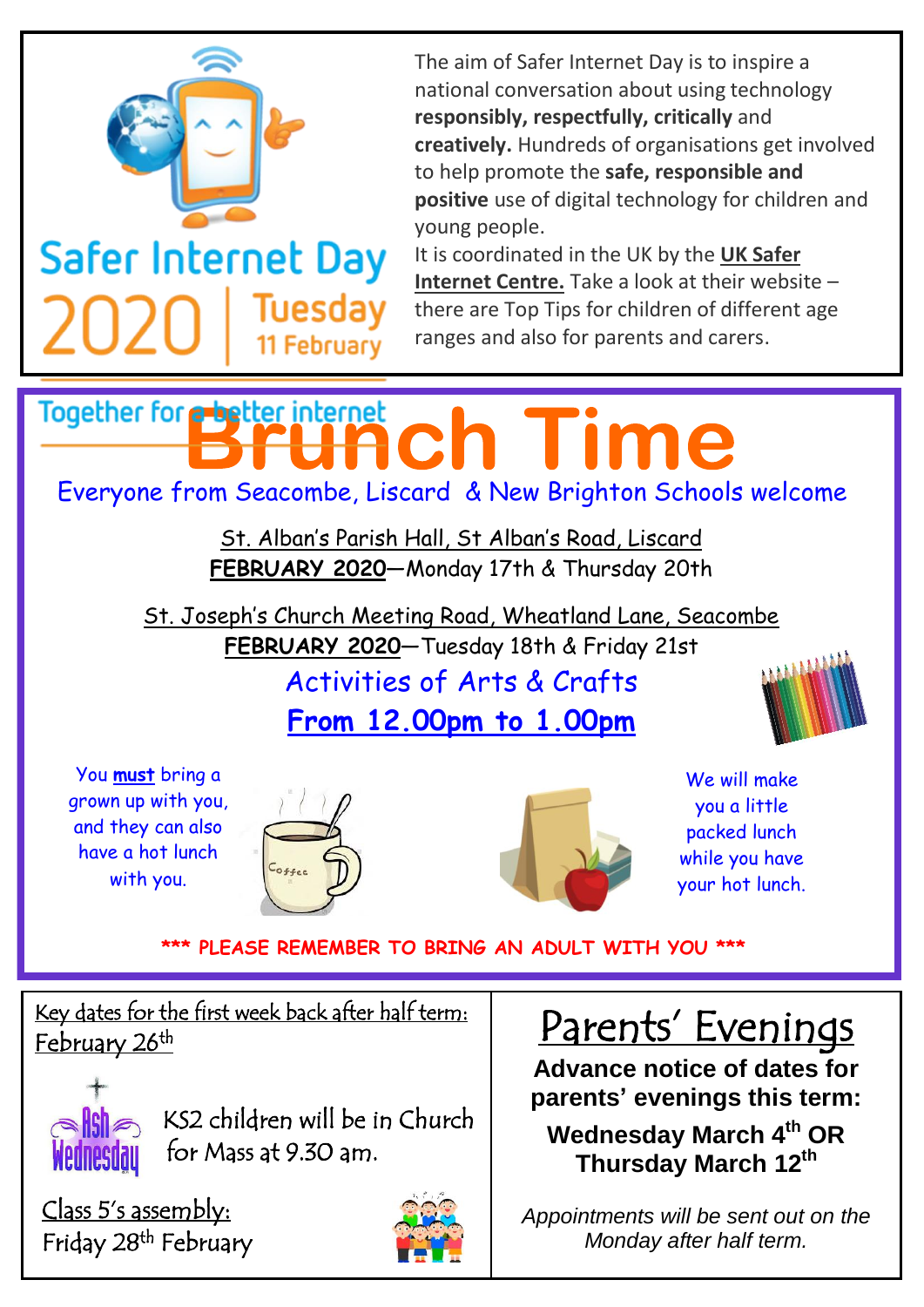Safer Internet Day 2020 | Tuesday 11 February

Together for a better internet

The aim of Safer Internet Day is to inspire a national conversation about using technology **responsibly, respectfully, critically** and **creatively.** Hundreds of organisations get involved to help promote the **safe, responsible and positive** use of digital technology for children and young people.

It is coordinated in the UK by the **UK Safer Internet Centre.** Take a look at their website – there are Top Tips for children of different age ranges and also for parents and carers.

# Brunch Time

Everyone from Seacombe, Liscard & New Brighton Schools welcome

St. Alban's Parish Hall, St Alban's Road, Liscard
**FEBRUARY 2020**—Monday 17th & Thursday 20th

St. Joseph's Church Meeting Road, Wheatland Lane, Seacombe
**FEBRUARY 2020**—Tuesday 18th & Friday 21st

Activities of Arts & Crafts

**From 12.00pm to 1.00pm**

You **must** bring a grown up with you, and they can also have a hot lunch with you.

We will make you a little packed lunch while you have your hot lunch.

**\*\*\* PLEASE REMEMBER TO BRING AN ADULT WITH YOU \*\*\***

Key dates for the first week back after half term:
February 26th

Ash Wednesday

KS2 children will be in Church for Mass at 9.30 am.

Class 5's assembly:
Friday 28th February

## Parents' Evenings

**Advance notice of dates for parents' evenings this term:**

**Wednesday March 4th OR Thursday March 12th**

*Appointments will be sent out on the Monday after half term.*